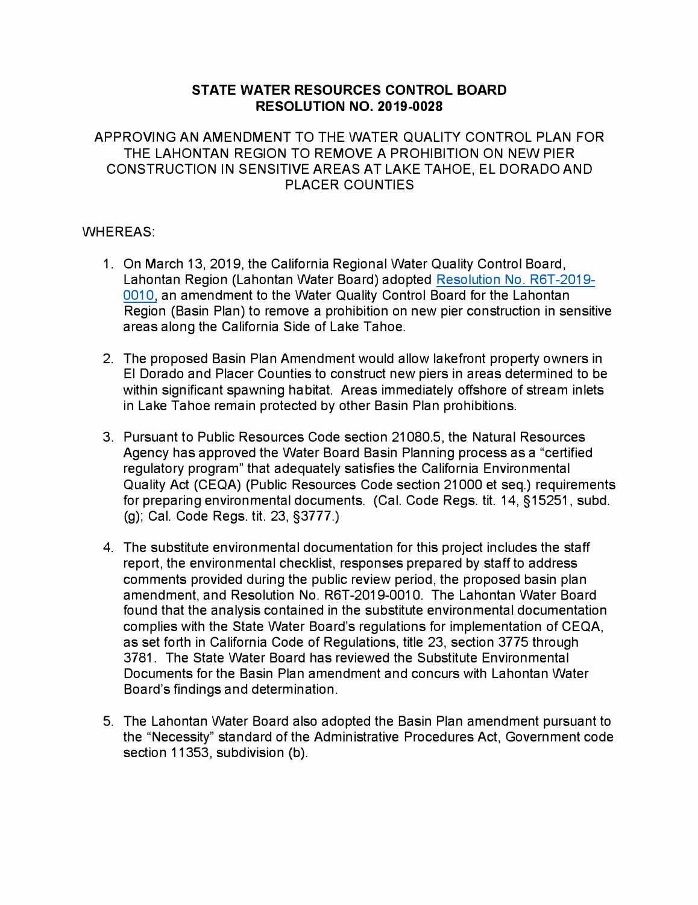# STATE WATER RESOURCES CONTROL BOARD
# RESOLUTION NO. 2019-0028

APPROVING AN AMENDMENT TO THE WATER QUALITY CONTROL PLAN FOR THE LAHONTAN REGION TO REMOVE A PROHIBITION ON NEW PIER CONSTRUCTION IN SENSITIVE AREAS AT LAKE TAHOE, EL DORADO AND PLACER COUNTIES

WHEREAS:

1. On March 13, 2019, the California Regional Water Quality Control Board, Lahontan Region (Lahontan Water Board) adopted Resolution No. R6T-2019-0010, an amendment to the Water Quality Control Board for the Lahontan Region (Basin Plan) to remove a prohibition on new pier construction in sensitive areas along the California Side of Lake Tahoe.

2. The proposed Basin Plan Amendment would allow lakefront property owners in El Dorado and Placer Counties to construct new piers in areas determined to be within significant spawning habitat. Areas immediately offshore of stream inlets in Lake Tahoe remain protected by other Basin Plan prohibitions.

3. Pursuant to Public Resources Code section 21080.5, the Natural Resources Agency has approved the Water Board Basin Planning process as a "certified regulatory program" that adequately satisfies the California Environmental Quality Act (CEQA) (Public Resources Code section 21000 et seq.) requirements for preparing environmental documents. (Cal. Code Regs. tit. 14, §15251, subd. (g); Cal. Code Regs. tit. 23, §3777.)

4. The substitute environmental documentation for this project includes the staff report, the environmental checklist, responses prepared by staff to address comments provided during the public review period, the proposed basin plan amendment, and Resolution No. R6T-2019-0010. The Lahontan Water Board found that the analysis contained in the substitute environmental documentation complies with the State Water Board's regulations for implementation of CEQA, as set forth in California Code of Regulations, title 23, section 3775 through 3781. The State Water Board has reviewed the Substitute Environmental Documents for the Basin Plan amendment and concurs with Lahontan Water Board's findings and determination.

5. The Lahontan Water Board also adopted the Basin Plan amendment pursuant to the "Necessity" standard of the Administrative Procedures Act, Government code section 11353, subdivision (b).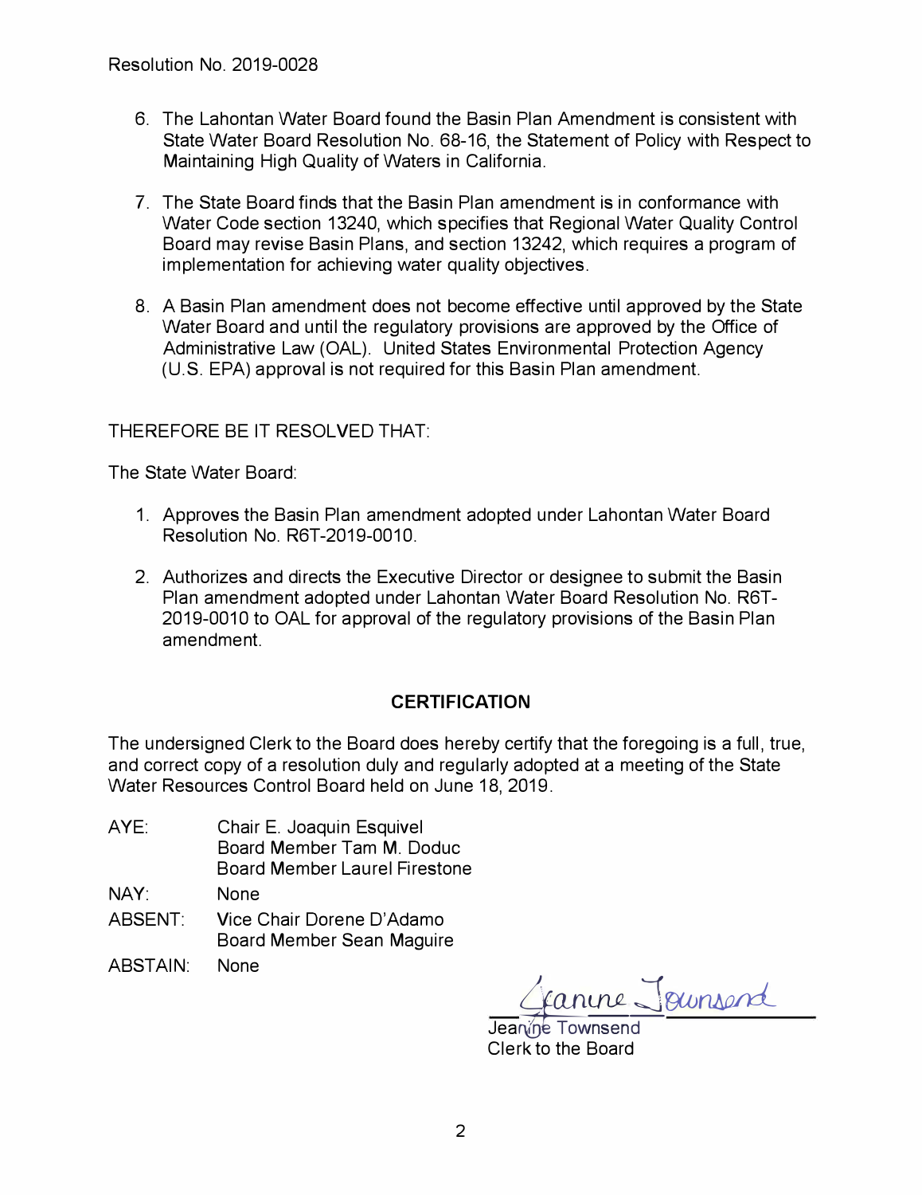Resolution No. 2019-0028

6. The Lahontan Water Board found the Basin Plan Amendment is consistent with State Water Board Resolution No. 68-16, the Statement of Policy with Respect to Maintaining High Quality of Waters in California.

7. The State Board finds that the Basin Plan amendment is in conformance with Water Code section 13240, which specifies that Regional Water Quality Control Board may revise Basin Plans, and section 13242, which requires a program of implementation for achieving water quality objectives.

8. A Basin Plan amendment does not become effective until approved by the State Water Board and until the regulatory provisions are approved by the Office of Administrative Law (OAL). United States Environmental Protection Agency (U.S. EPA) approval is not required for this Basin Plan amendment.

THEREFORE BE IT RESOLVED THAT:

The State Water Board:

1. Approves the Basin Plan amendment adopted under Lahontan Water Board Resolution No. R6T-2019-0010.

2. Authorizes and directs the Executive Director or designee to submit the Basin Plan amendment adopted under Lahontan Water Board Resolution No. R6T-2019-0010 to OAL for approval of the regulatory provisions of the Basin Plan amendment.

## CERTIFICATION

The undersigned Clerk to the Board does hereby certify that the foregoing is a full, true, and correct copy of a resolution duly and regularly adopted at a meeting of the State Water Resources Control Board held on June 18, 2019.

| | |
|---|---|
| AYE: | Chair E. Joaquin Esquivel<br>Board Member Tam M. Doduc<br>Board Member Laurel Firestone |
| NAY: | None |
| ABSENT: | Vice Chair Dorene D'Adamo<br>Board Member Sean Maguire |
| ABSTAIN: | None |

Jeanine Townsend

Jeanine Townsend
Clerk to the Board